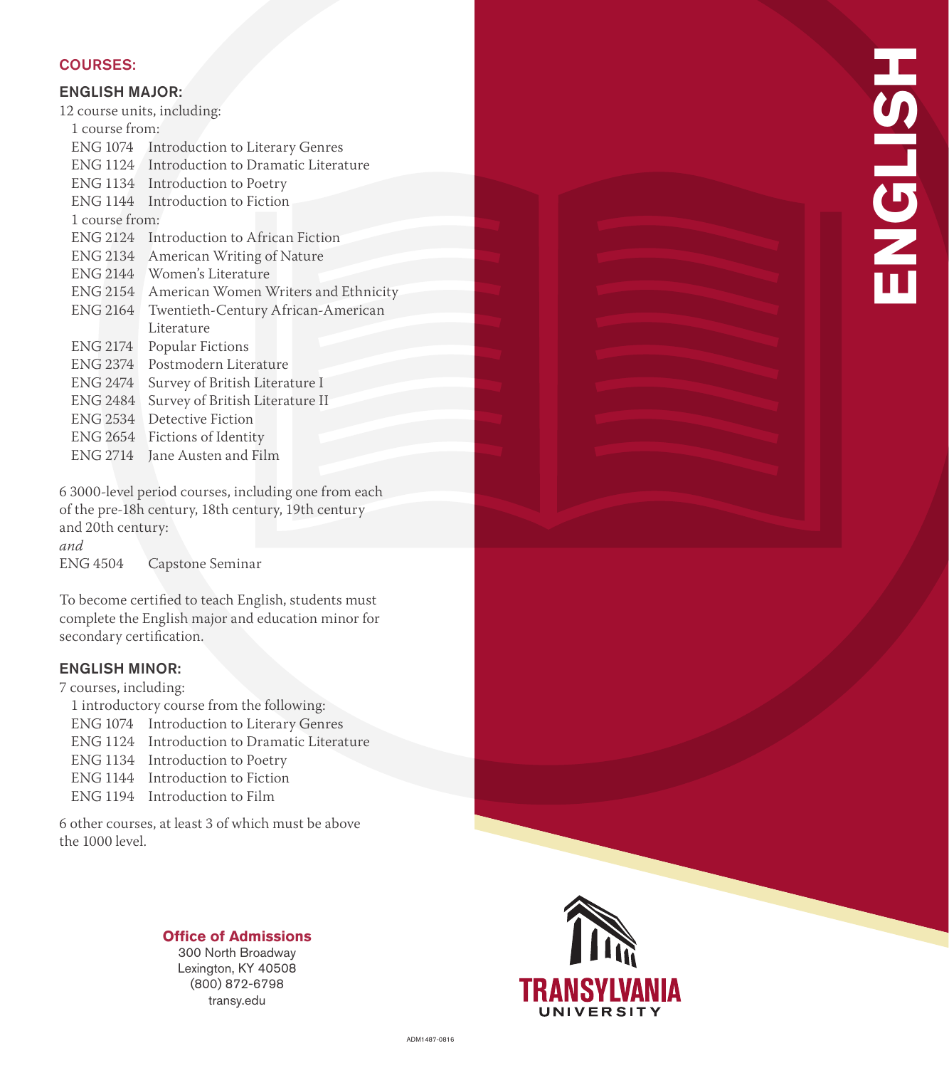## COURSES:

### ENGLISH MAJOR:

12 course units, including:

1 course from:

- ENG 1074 Introduction to Literary Genres
- ENG 1124 Introduction to Dramatic Literature
- ENG 1134 Introduction to Poetry
- ENG 1144 Introduction to Fiction

1 course from:

- ENG 2124 Introduction to African Fiction
- ENG 2134 American Writing of Nature
- ENG 2144 Women's Literature
- ENG 2154 American Women Writers and Ethnicity
- ENG 2164 Twentieth-Century African-American Literature
- ENG 2174 Popular Fictions
- ENG 2374 Postmodern Literature
- ENG 2474 Survey of British Literature I
- ENG 2484 Survey of British Literature II
- ENG 2534 Detective Fiction
- ENG 2654 Fictions of Identity
- ENG 2714 Jane Austen and Film

6 3000-level period courses, including one from each of the pre-18h century, 18th century, 19th century and 20th century:

*and*

ENG 4504 Capstone Seminar

To become certified to teach English, students must complete the English major and education minor for secondary certification.

### ENGLISH MINOR:

7 courses, including:

1 introductory course from the following:

- ENG 1074 Introduction to Literary Genres
- ENG 1124 Introduction to Dramatic Literature
- ENG 1134 Introduction to Poetry
- ENG 1144 Introduction to Fiction
- ENG 1194 Introduction to Film

6 other courses, at least 3 of which must be above the 1000 level.

# ENGLISH

**Office of Admissions**
300 North Broadway
Lexington, KY 40508
(800) 872-6798
transy.edu

TRANSYLVANIA UNIVERSITY

ADM1487-0816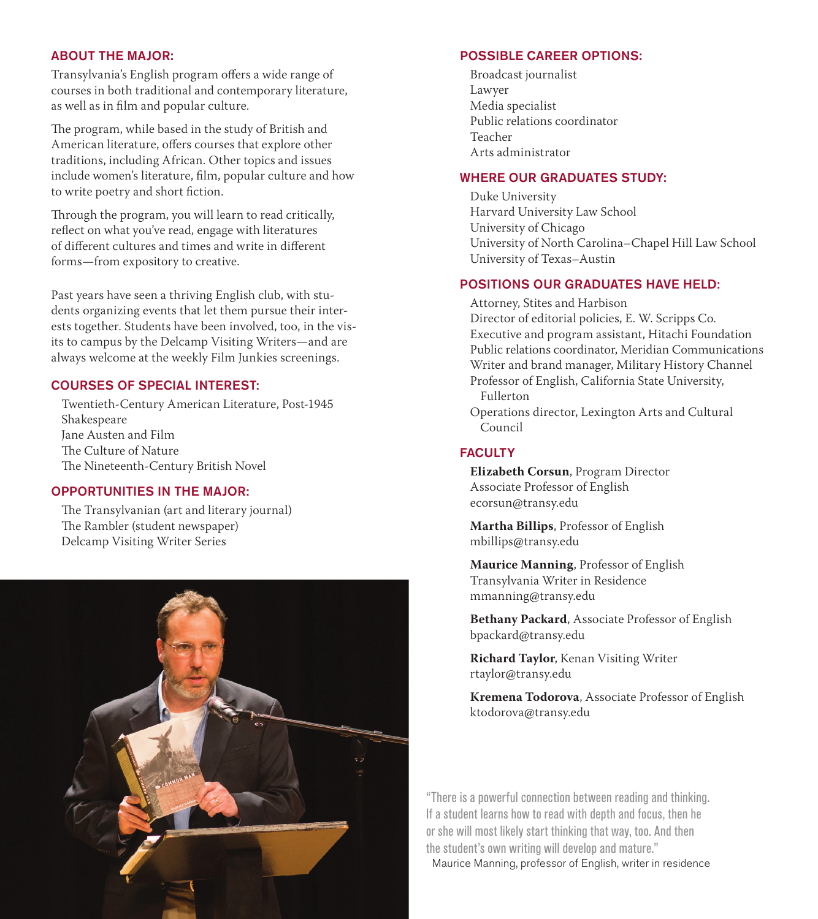## ABOUT THE MAJOR:

Transylvania's English program offers a wide range of courses in both traditional and contemporary literature, as well as in film and popular culture.

The program, while based in the study of British and American literature, offers courses that explore other traditions, including African. Other topics and issues include women's literature, film, popular culture and how to write poetry and short fiction.

Through the program, you will learn to read critically, reflect on what you've read, engage with literatures of different cultures and times and write in different forms—from expository to creative.

Past years have seen a thriving English club, with students organizing events that let them pursue their interests together. Students have been involved, too, in the visits to campus by the Delcamp Visiting Writers—and are always welcome at the weekly Film Junkies screenings.

## COURSES OF SPECIAL INTEREST:

- Twentieth-Century American Literature, Post-1945
- Shakespeare
- Jane Austen and Film
- The Culture of Nature
- The Nineteenth-Century British Novel

## OPPORTUNITIES IN THE MAJOR:

- The Transylvanian (art and literary journal)
- The Rambler (student newspaper)
- Delcamp Visiting Writer Series

## POSSIBLE CAREER OPTIONS:

- Broadcast journalist
- Lawyer
- Media specialist
- Public relations coordinator
- Teacher
- Arts administrator

## WHERE OUR GRADUATES STUDY:

- Duke University
- Harvard University Law School
- University of Chicago
- University of North Carolina–Chapel Hill Law School
- University of Texas–Austin

## POSITIONS OUR GRADUATES HAVE HELD:

- Attorney, Stites and Harbison
- Director of editorial policies, E. W. Scripps Co.
- Executive and program assistant, Hitachi Foundation
- Public relations coordinator, Meridian Communications
- Writer and brand manager, Military History Channel
- Professor of English, California State University, Fullerton
- Operations director, Lexington Arts and Cultural Council

## FACULTY

**Elizabeth Corsun**, Program Director
Associate Professor of English
ecorsun@transy.edu

**Martha Billips**, Professor of English
mbillips@transy.edu

**Maurice Manning**, Professor of English
Transylvania Writer in Residence
mmanning@transy.edu

**Bethany Packard**, Associate Professor of English
bpackard@transy.edu

**Richard Taylor**, Kenan Visiting Writer
rtaylor@transy.edu

**Kremena Todorova**, Associate Professor of English
ktodorova@transy.edu

"There is a powerful connection between reading and thinking. If a student learns how to read with depth and focus, then he or she will most likely start thinking that way, too. And then the student's own writing will develop and mature."
Maurice Manning, professor of English, writer in residence